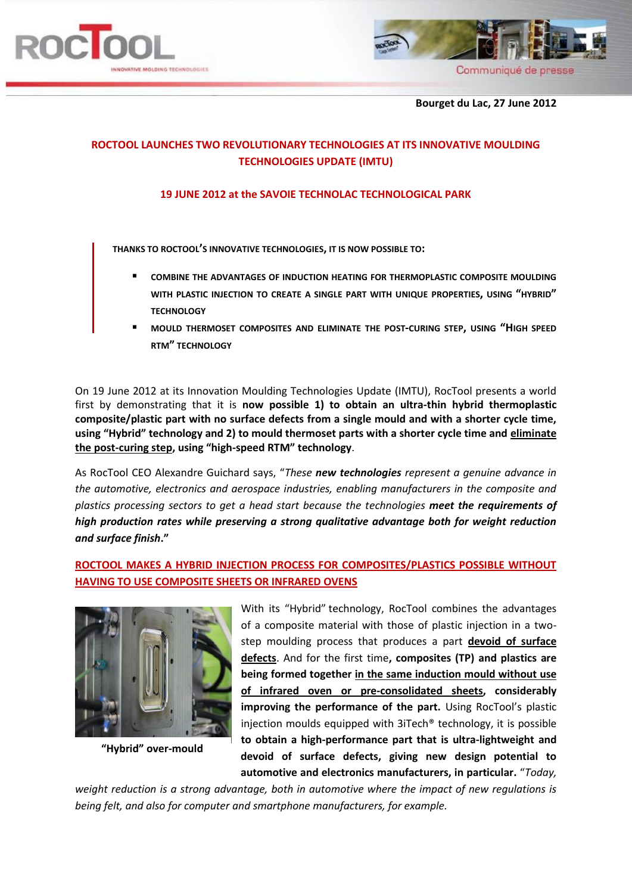Bourget du Lac, 27 June 2012

# ROCTOOL LAUNCHES TWO REVOLUTIONARY TECHNOLOGIES AT ITS INNOVATIVE MOULDING TECHNOLOGIES UPDATE (IMTU)

## 19 JUNE 2012 at the SAVOIE TECHNOLAC TECHNOLOGICAL PARK

**THANKS TO ROCTOOL'S INNOVATIVE TECHNOLOGIES, IT IS NOW POSSIBLE TO:**

- **COMBINE THE ADVANTAGES OF INDUCTION HEATING FOR THERMOPLASTIC COMPOSITE MOULDING WITH PLASTIC INJECTION TO CREATE A SINGLE PART WITH UNIQUE PROPERTIES, USING "HYBRID" TECHNOLOGY**
- **MOULD THERMOSET COMPOSITES AND ELIMINATE THE POST-CURING STEP, USING "HIGH SPEED RTM" TECHNOLOGY**

On 19 June 2012 at its Innovation Moulding Technologies Update (IMTU), RocTool presents a world first by demonstrating that it is **now possible 1) to obtain an ultra-thin hybrid thermoplastic composite/plastic part with no surface defects from a single mould and with a shorter cycle time, using "Hybrid" technology and 2) to mould thermoset parts with a shorter cycle time and <u>eliminate the post-curing step</u>, using "high-speed RTM" technology**.

As RocTool CEO Alexandre Guichard says, "*These **new technologies** represent a genuine advance in the automotive, electronics and aerospace industries, enabling manufacturers in the composite and plastics processing sectors to get a head start because the technologies **meet the requirements of high production rates while preserving a strong qualitative advantage both for weight reduction and surface finish**.*"

## <u>ROCTOOL MAKES A HYBRID INJECTION PROCESS FOR COMPOSITES/PLASTICS POSSIBLE WITHOUT HAVING TO USE COMPOSITE SHEETS OR INFRARED OVENS</u>

**"Hybrid" over-mould**

With its "Hybrid" technology, RocTool combines the advantages of a composite material with those of plastic injection in a two-step moulding process that produces a part **<u>devoid of surface defects</u>**. And for the first time**, composites (TP) and plastics are being formed together <u>in the same induction mould without use of infrared oven or pre-consolidated sheets</u>, considerably improving the performance of the part.** Using RocTool's plastic injection moulds equipped with 3iTech® technology, it is possible **to obtain a high-performance part that is ultra-lightweight and devoid of surface defects, giving new design potential to automotive and electronics manufacturers, in particular.** "*Today, weight reduction is a strong advantage, both in automotive where the impact of new regulations is being felt, and also for computer and smartphone manufacturers, for example.*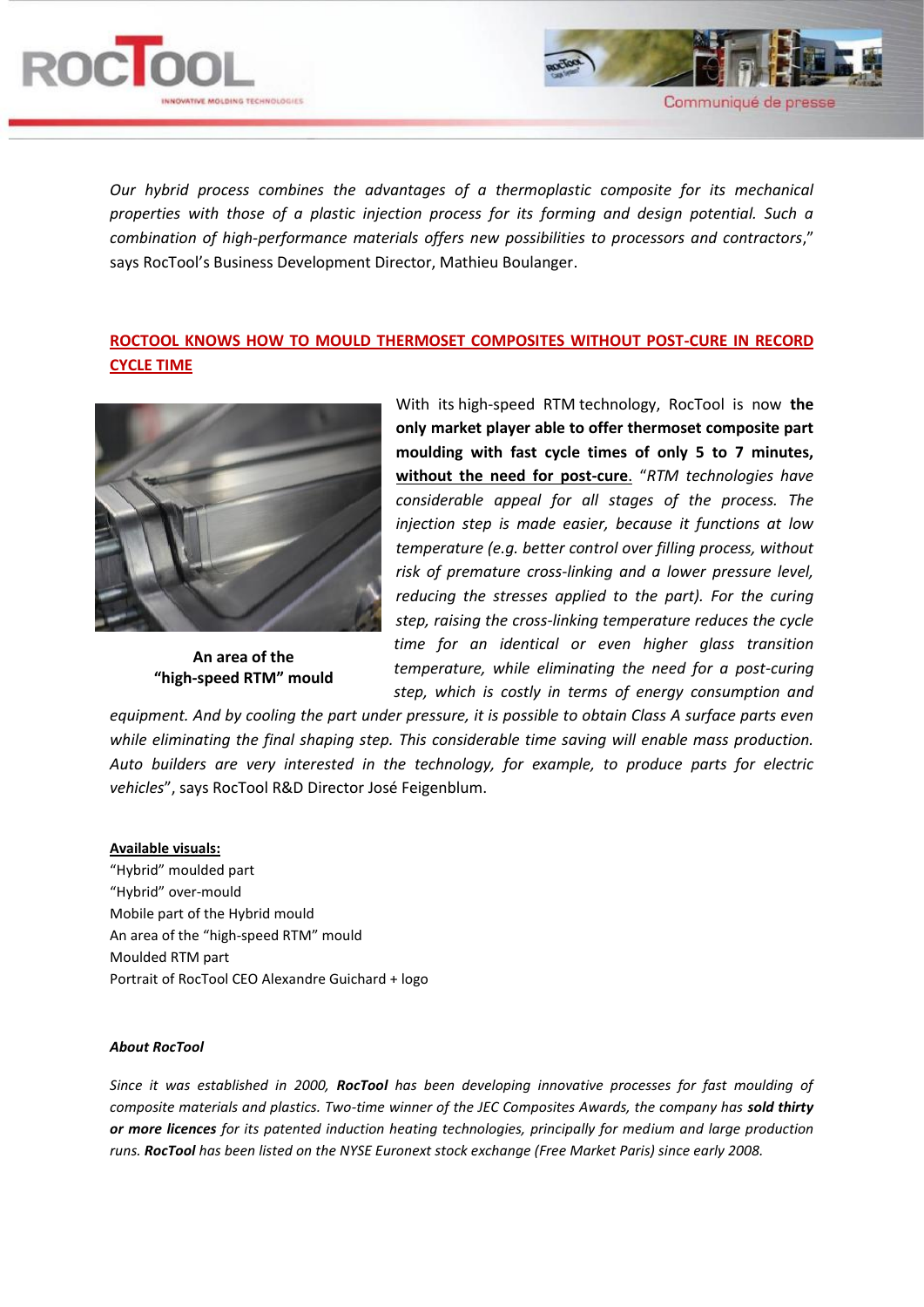*Our hybrid process combines the advantages of a thermoplastic composite for its mechanical properties with those of a plastic injection process for its forming and design potential. Such a combination of high-performance materials offers new possibilities to processors and contractors*," says RocTool's Business Development Director, Mathieu Boulanger.

## ROCTOOL KNOWS HOW TO MOULD THERMOSET COMPOSITES WITHOUT POST-CURE IN RECORD CYCLE TIME

**An area of the "high-speed RTM" mould**

With its high-speed RTM technology, RocTool is now **the only market player able to offer thermoset composite part moulding with fast cycle times of only 5 to 7 minutes, without the need for post-cure**. "*RTM technologies have considerable appeal for all stages of the process. The injection step is made easier, because it functions at low temperature (e.g. better control over filling process, without risk of premature cross-linking and a lower pressure level, reducing the stresses applied to the part). For the curing step, raising the cross-linking temperature reduces the cycle time for an identical or even higher glass transition temperature, while eliminating the need for a post-curing step, which is costly in terms of energy consumption and equipment. And by cooling the part under pressure, it is possible to obtain Class A surface parts even while eliminating the final shaping step. This considerable time saving will enable mass production. Auto builders are very interested in the technology, for example, to produce parts for electric vehicles*", says RocTool R&D Director José Feigenblum.

**Available visuals:**

"Hybrid" moulded part
"Hybrid" over-mould
Mobile part of the Hybrid mould
An area of the "high-speed RTM" mould
Moulded RTM part
Portrait of RocTool CEO Alexandre Guichard + logo

***About RocTool***

*Since it was established in 2000, **RocTool** has been developing innovative processes for fast moulding of composite materials and plastics. Two-time winner of the JEC Composites Awards, the company has **sold thirty or more licences** for its patented induction heating technologies, principally for medium and large production runs. **RocTool** has been listed on the NYSE Euronext stock exchange (Free Market Paris) since early 2008.*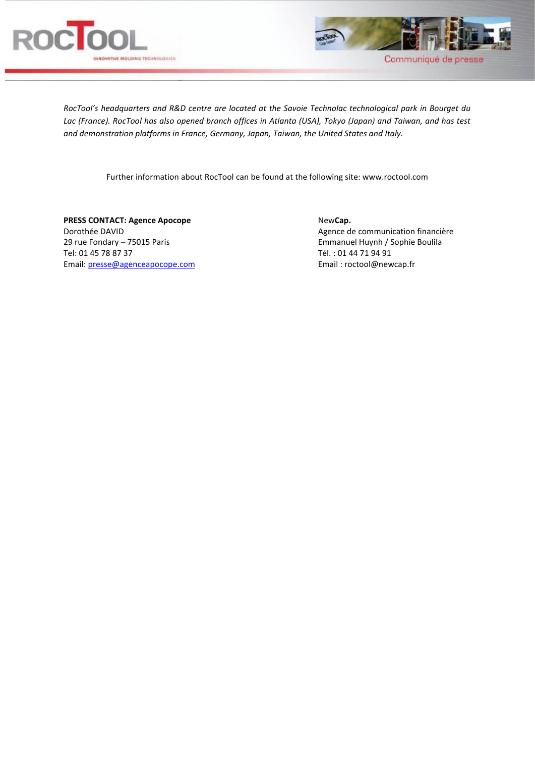*RocTool's headquarters and R&D centre are located at the Savoie Technolac technological park in Bourget du Lac (France). RocTool has also opened branch offices in Atlanta (USA), Tokyo (Japan) and Taiwan, and has test and demonstration platforms in France, Germany, Japan, Taiwan, the United States and Italy.*

Further information about RocTool can be found at the following site: www.roctool.com

**PRESS CONTACT: Agence Apocope**
Dorothée DAVID
29 rue Fondary – 75015 Paris
Tel: 01 45 78 87 37
Email: presse@agenceapocope.com

New**Cap.**
Agence de communication financière
Emmanuel Huynh / Sophie Boulila
Tél. : 01 44 71 94 91
Email : roctool@newcap.fr